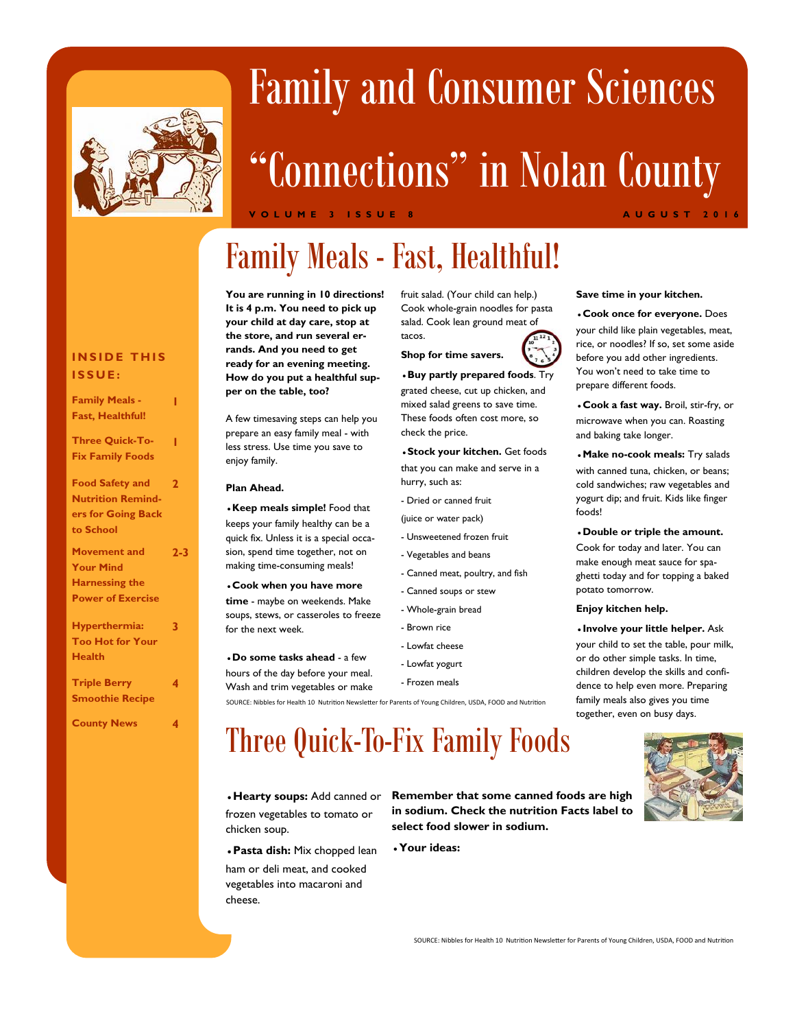# Family and Consumer Sciences "Connections" in Nolan County

VOLUME 3 ISSUE 8 — AUGUST 2016

**INSIDE THIS ISSUE:**

| | |
|---|---|
| Family Meals - Fast, Healthful! | 1 |
| Three Quick-To-Fix Family Foods | 1 |
| Food Safety and Nutrition Reminders for Going Back to School | 2 |
| Movement and Your Mind Harnessing the Power of Exercise | 2-3 |
| Hyperthermia: Too Hot for Your Health | 3 |
| Triple Berry Smoothie Recipe | 4 |
| County News | 4 |

## Family Meals - Fast, Healthful!

**You are running in 10 directions! It is 4 p.m. You need to pick up your child at day care, stop at the store, and run several errands. And you need to get ready for an evening meeting. How do you put a healthful supper on the table, too?**

A few timesaving steps can help you prepare an easy family meal - with less stress. Use time you save to enjoy family.

**Plan Ahead.**

- **Keep meals simple!** Food that keeps your family healthy can be a quick fix. Unless it is a special occasion, spend time together, not on making time-consuming meals!
- **Cook when you have more time** - maybe on weekends. Make soups, stews, or casseroles to freeze for the next week.
- **Do some tasks ahead** - a few hours of the day before your meal. Wash and trim vegetables or make fruit salad. (Your child can help.) Cook whole-grain noodles for pasta salad. Cook lean ground meat of tacos.

**Shop for time savers.**

- **Buy partly prepared foods**. Try grated cheese, cut up chicken, and mixed salad greens to save time. These foods often cost more, so check the price.
- **Stock your kitchen.** Get foods that you can make and serve in a hurry, such as:

- Dried or canned fruit (juice or water pack)
- Unsweetened frozen fruit
- Vegetables and beans
- Canned meat, poultry, and fish
- Canned soups or stew
- Whole-grain bread
- Brown rice
- Lowfat cheese
- Lowfat yogurt
- Frozen meals

**Save time in your kitchen.**

- **Cook once for everyone.** Does your child like plain vegetables, meat, rice, or noodles? If so, set some aside before you add other ingredients. You won't need to take time to prepare different foods.
- **Cook a fast way.** Broil, stir-fry, or microwave when you can. Roasting and baking take longer.
- **Make no-cook meals:** Try salads with canned tuna, chicken, or beans; cold sandwiches; raw vegetables and yogurt dip; and fruit. Kids like finger foods!
- **Double or triple the amount.** Cook for today and later. You can make enough meat sauce for spaghetti today and for topping a baked potato tomorrow.

**Enjoy kitchen help.**

- **Involve your little helper.** Ask your child to set the table, pour milk, or do other simple tasks. In time, children develop the skills and confidence to help even more. Preparing family meals also gives you time together, even on busy days.

SOURCE: Nibbles for Health 10 Nutrition Newsletter for Parents of Young Children, USDA, FOOD and Nutrition

## Three Quick-To-Fix Family Foods

- **Hearty soups:** Add canned or frozen vegetables to tomato or chicken soup.
- **Pasta dish:** Mix chopped lean ham or deli meat, and cooked vegetables into macaroni and cheese.

**Remember that some canned foods are high in sodium. Check the nutrition Facts label to select food slower in sodium.**

- **Your ideas:**

SOURCE: Nibbles for Health 10 Nutrition Newsletter for Parents of Young Children, USDA, FOOD and Nutrition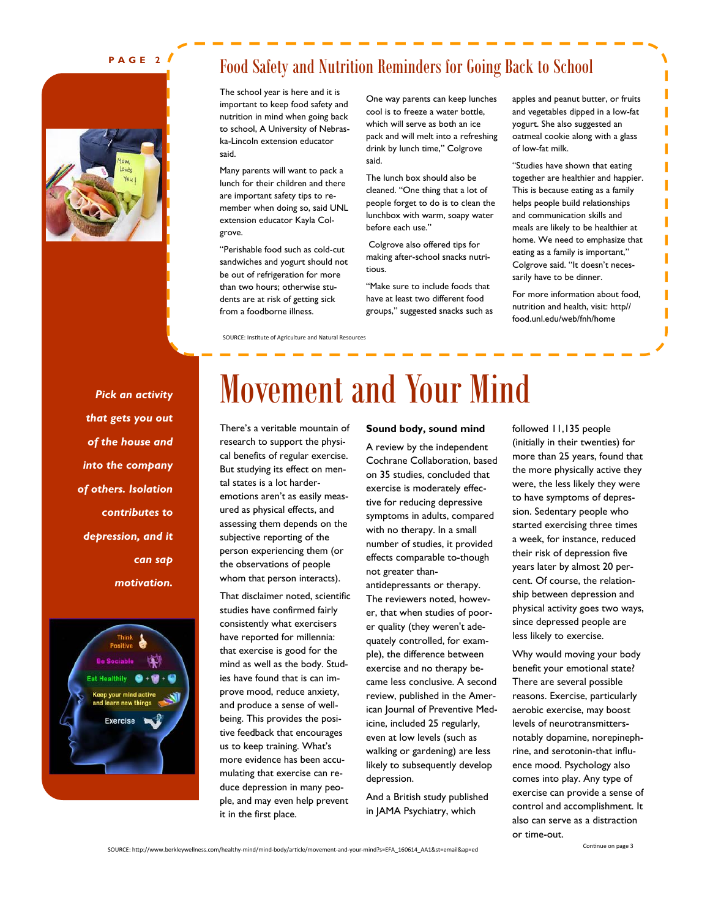## Food Safety and Nutrition Reminders for Going Back to School

The school year is here and it is important to keep food safety and nutrition in mind when going back to school, A University of Nebraska-Lincoln extension educator said.

Many parents will want to pack a lunch for their children and there are important safety tips to remember when doing so, said UNL extension educator Kayla Colgrove.

"Perishable food such as cold-cut sandwiches and yogurt should not be out of refrigeration for more than two hours; otherwise students are at risk of getting sick from a foodborne illness.

One way parents can keep lunches cool is to freeze a water bottle, which will serve as both an ice pack and will melt into a refreshing drink by lunch time," Colgrove said.

The lunch box should also be cleaned. "One thing that a lot of people forget to do is to clean the lunchbox with warm, soapy water before each use."

Colgrove also offered tips for making after-school snacks nutritious.

"Make sure to include foods that have at least two different food groups," suggested snacks such as apples and peanut butter, or fruits and vegetables dipped in a low-fat yogurt. She also suggested an oatmeal cookie along with a glass of low-fat milk.

"Studies have shown that eating together are healthier and happier. This is because eating as a family helps people build relationships and communication skills and meals are likely to be healthier at home. We need to emphasize that eating as a family is important," Colgrove said. "It doesn't necessarily have to be dinner.

For more information about food, nutrition and health, visit: http//food.unl.edu/web/fnh/home

SOURCE: Institute of Agriculture and Natural Resources

# Movement and Your Mind

*Pick an activity that gets you out of the house and into the company of others. Isolation contributes to depression, and it can sap motivation.*

There's a veritable mountain of research to support the physical benefits of regular exercise. But studying its effect on mental states is a lot harder-emotions aren't as easily measured as physical effects, and assessing them depends on the subjective reporting of the person experiencing them (or the observations of people whom that person interacts).

That disclaimer noted, scientific studies have confirmed fairly consistently what exercisers have reported for millennia: that exercise is good for the mind as well as the body. Studies have found that is can improve mood, reduce anxiety, and produce a sense of well-being. This provides the positive feedback that encourages us to keep training. What's more evidence has been accumulating that exercise can reduce depression in many people, and may even help prevent it in the first place.

**Sound body, sound mind**

A review by the independent Cochrane Collaboration, based on 35 studies, concluded that exercise is moderately effective for reducing depressive symptoms in adults, compared with no therapy. In a small number of studies, it provided effects comparable to-though not greater than-antidepressants or therapy. The reviewers noted, however, that when studies of poorer quality (they weren't adequately controlled, for example), the difference between exercise and no therapy became less conclusive. A second review, published in the American Journal of Preventive Medicine, included 25 regularly, even at low levels (such as walking or gardening) are less likely to subsequently develop depression.

And a British study published in JAMA Psychiatry, which followed 11,135 people (initially in their twenties) for more than 25 years, found that the more physically active they were, the less likely they were to have symptoms of depression. Sedentary people who started exercising three times a week, for instance, reduced their risk of depression five years later by almost 20 percent. Of course, the relationship between depression and physical activity goes two ways, since depressed people are less likely to exercise.

Why would moving your body benefit your emotional state? There are several possible reasons. Exercise, particularly aerobic exercise, may boost levels of neurotransmitters-notably dopamine, norepinephrine, and serotonin-that influence mood. Psychology also comes into play. Any type of exercise can provide a sense of control and accomplishment. It also can serve as a distraction or time-out.

Continue on page 3

SOURCE: http://www.berkleywellness.com/healthy-mind/mind-body/article/movement-and-your-mind?s=EFA_160614_AA1&st=email&ap=ed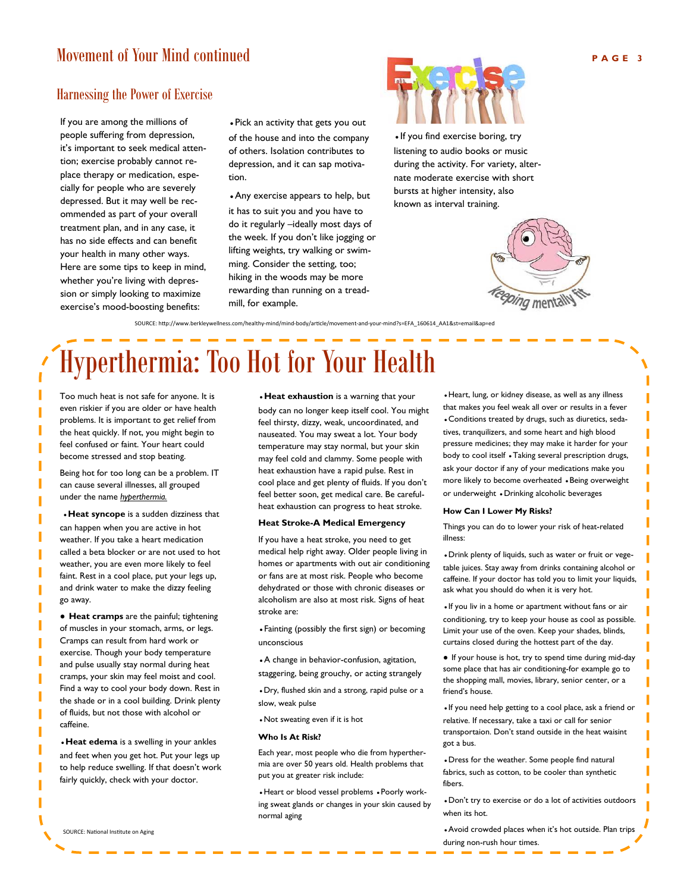## Movement of Your Mind continued

### Harnessing the Power of Exercise

If you are among the millions of people suffering from depression, it's important to seek medical attention; exercise probably cannot replace therapy or medication, especially for people who are severely depressed. But it may well be recommended as part of your overall treatment plan, and in any case, it has no side effects and can benefit your health in many other ways. Here are some tips to keep in mind, whether you're living with depression or simply looking to maximize exercise's mood-boosting benefits:

- Pick an activity that gets you out of the house and into the company of others. Isolation contributes to depression, and it can sap motivation.
- Any exercise appears to help, but it has to suit you and you have to do it regularly –ideally most days of the week. If you don't like jogging or lifting weights, try walking or swimming. Consider the setting, too; hiking in the woods may be more rewarding than running on a treadmill, for example.
- If you find exercise boring, try listening to audio books or music during the activity. For variety, alternate moderate exercise with short bursts at higher intensity, also known as interval training.

SOURCE: http://www.berkleywellness.com/healthy-mind/mind-body/article/movement-and-your-mind?s=EFA_160614_AA1&st=email&ap=ed

# Hyperthermia: Too Hot for Your Health

Too much heat is not safe for anyone. It is even riskier if you are older or have health problems. It is important to get relief from the heat quickly. If not, you might begin to feel confused or faint. Your heart could become stressed and stop beating.

Being hot for too long can be a problem. IT can cause several illnesses, all grouped under the name *hyperthermia.*

- **Heat syncope** is a sudden dizziness that can happen when you are active in hot weather. If you take a heart medication called a beta blocker or are not used to hot weather, you are even more likely to feel faint. Rest in a cool place, put your legs up, and drink water to make the dizzy feeling go away.
- **Heat cramps** are the painful; tightening of muscles in your stomach, arms, or legs. Cramps can result from hard work or exercise. Though your body temperature and pulse usually stay normal during heat cramps, your skin may feel moist and cool. Find a way to cool your body down. Rest in the shade or in a cool building. Drink plenty of fluids, but not those with alcohol or caffeine.
- **Heat edema** is a swelling in your ankles and feet when you get hot. Put your legs up to help reduce swelling. If that doesn't work fairly quickly, check with your doctor.
- **Heat exhaustion** is a warning that your body can no longer keep itself cool. You might feel thirsty, dizzy, weak, uncoordinated, and nauseated. You may sweat a lot. Your body temperature may stay normal, but your skin may feel cold and clammy. Some people with heat exhaustion have a rapid pulse. Rest in cool place and get plenty of fluids. If you don't feel better soon, get medical care. Be careful- heat exhaustion can progress to heat stroke.

**Heat Stroke-A Medical Emergency**

If you have a heat stroke, you need to get medical help right away. Older people living in homes or apartments with out air conditioning or fans are at most risk. People who become dehydrated or those with chronic diseases or alcoholism are also at most risk. Signs of heat stroke are:

- Fainting (possibly the first sign) or becoming unconscious
- A change in behavior-confusion, agitation, staggering, being grouchy, or acting strangely
- Dry, flushed skin and a strong, rapid pulse or a slow, weak pulse
- Not sweating even if it is hot

**Who Is At Risk?**

Each year, most people who die from hyperthermia are over 50 years old. Health problems that put you at greater risk include:

- Heart or blood vessel problems
- Poorly working sweat glands or changes in your skin caused by normal aging
- Heart, lung, or kidney disease, as well as any illness that makes you feel weak all over or results in a fever
- Conditions treated by drugs, such as diuretics, sedatives, tranquilizers, and some heart and high blood pressure medicines; they may make it harder for your body to cool itself
- Taking several prescription drugs, ask your doctor if any of your medications make you more likely to become overheated
- Being overweight or underweight
- Drinking alcoholic beverages

**How Can I Lower My Risks?**

Things you can do to lower your risk of heat-related illness:

- Drink plenty of liquids, such as water or fruit or vegetable juices. Stay away from drinks containing alcohol or caffeine. If your doctor has told you to limit your liquids, ask what you should do when it is very hot.
- If you liv in a home or apartment without fans or air conditioning, try to keep your house as cool as possible. Limit your use of the oven. Keep your shades, blinds, curtains closed during the hottest part of the day.
- If your house is hot, try to spend time during mid-day some place that has air conditioning-for example go to the shopping mall, movies, library, senior center, or a friend's house.
- If you need help getting to a cool place, ask a friend or relative. If necessary, take a taxi or call for senior transportaion. Don't stand outside in the heat waisint got a bus.
- Dress for the weather. Some people find natural fabrics, such as cotton, to be cooler than synthetic fibers.
- Don't try to exercise or do a lot of activities outdoors when its hot.
- Avoid crowded places when it's hot outside. Plan trips during non-rush hour times.

SOURCE: National Institute on Aging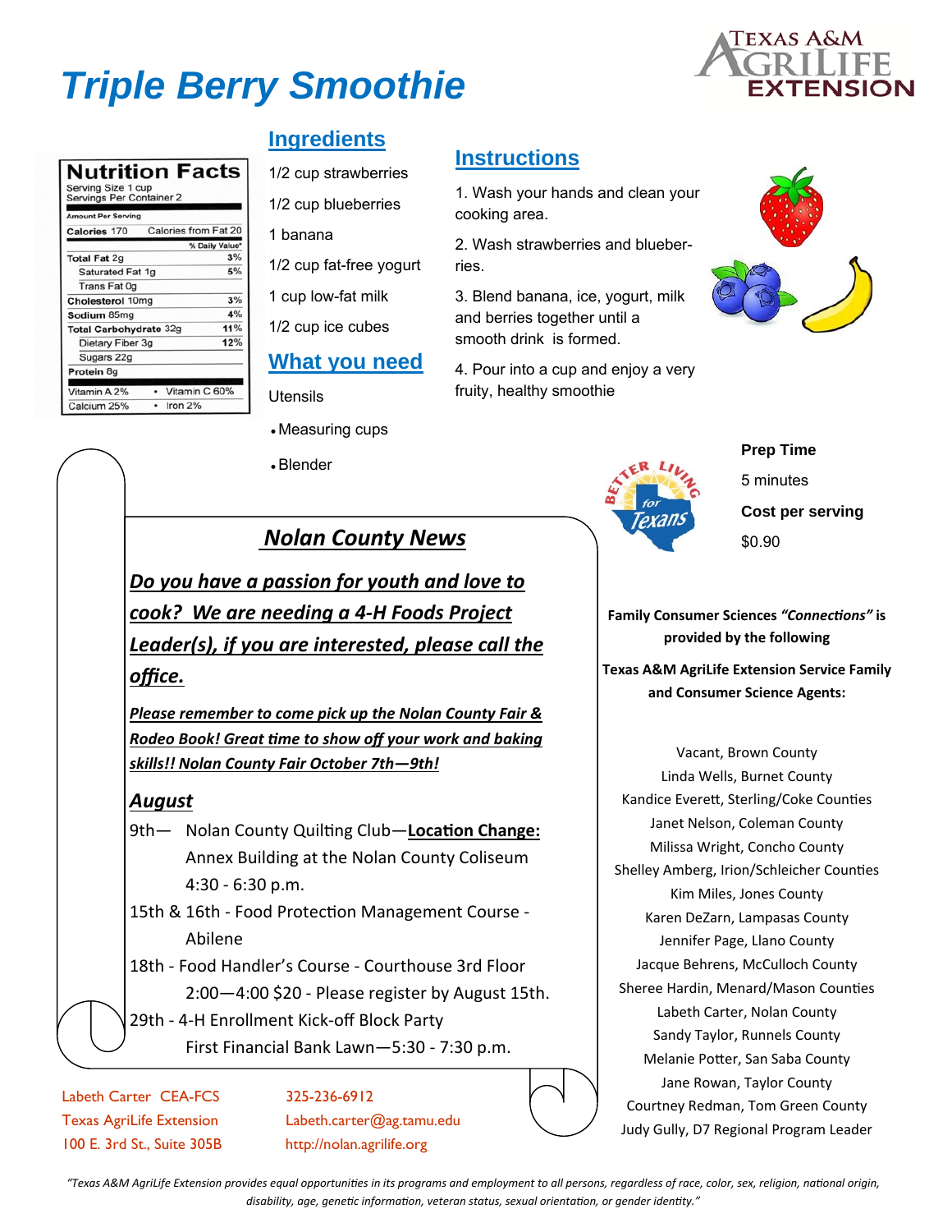# Triple Berry Smoothie

| Nutrition Facts | |
|---|---|
| Serving Size 1 cup | |
| Servings Per Container 2 | |
| Amount Per Serving | |
| Calories 170 | Calories from Fat 20 |
| | % Daily Value* |
| Total Fat 2g | 3% |
| Saturated Fat 1g | 5% |
| Trans Fat 0g | |
| Cholesterol 10mg | 3% |
| Sodium 85mg | 4% |
| Total Carbohydrate 32g | 11% |
| Dietary Fiber 3g | 12% |
| Sugars 22g | |
| Protein 8g | |
| Vitamin A 2% | Vitamin C 60% |
| Calcium 25% | Iron 2% |

## Ingredients

1/2 cup strawberries

1/2 cup blueberries

1 banana

1/2 cup fat-free yogurt

1 cup low-fat milk

1/2 cup ice cubes

## What you need

Utensils

- Measuring cups
- Blender

## Instructions

1. Wash your hands and clean your cooking area.
2. Wash strawberries and blueberries.
3. Blend banana, ice, yogurt, milk and berries together until a smooth drink is formed.
4. Pour into a cup and enjoy a very fruity, healthy smoothie

**Prep Time**

5 minutes

**Cost per serving**

$0.90

## *Nolan County News*

***Do you have a passion for youth and love to cook? We are needing a 4-H Foods Project Leader(s), if you are interested, please call the office.***

***Please remember to come pick up the Nolan County Fair & Rodeo Book! Great time to show off your work and baking skills!! Nolan County Fair October 7th—9th!***

### *August*

9th— Nolan County Quilting Club—**Location Change:** Annex Building at the Nolan County Coliseum 4:30 - 6:30 p.m.

15th & 16th - Food Protection Management Course - Abilene

18th - Food Handler's Course - Courthouse 3rd Floor 2:00—4:00 $20 - Please register by August 15th.

29th - 4-H Enrollment Kick-off Block Party First Financial Bank Lawn—5:30 - 7:30 p.m.

Labeth Carter CEA-FCS
Texas AgriLife Extension
100 E. 3rd St., Suite 305B

325-236-6912
Labeth.carter@ag.tamu.edu
http://nolan.agrilife.org

**Family Consumer Sciences *"Connections"* is provided by the following**

**Texas A&M AgriLife Extension Service Family and Consumer Science Agents:**

Vacant, Brown County
Linda Wells, Burnet County
Kandice Everett, Sterling/Coke Counties
Janet Nelson, Coleman County
Milissa Wright, Concho County
Shelley Amberg, Irion/Schleicher Counties
Kim Miles, Jones County
Karen DeZarn, Lampasas County
Jennifer Page, Llano County
Jacque Behrens, McCulloch County
Sheree Hardin, Menard/Mason Counties
Labeth Carter, Nolan County
Sandy Taylor, Runnels County
Melanie Potter, San Saba County
Jane Rowan, Taylor County
Courtney Redman, Tom Green County
Judy Gully, D7 Regional Program Leader

*"Texas A&M AgriLife Extension provides equal opportunities in its programs and employment to all persons, regardless of race, color, sex, religion, national origin, disability, age, genetic information, veteran status, sexual orientation, or gender identity."*